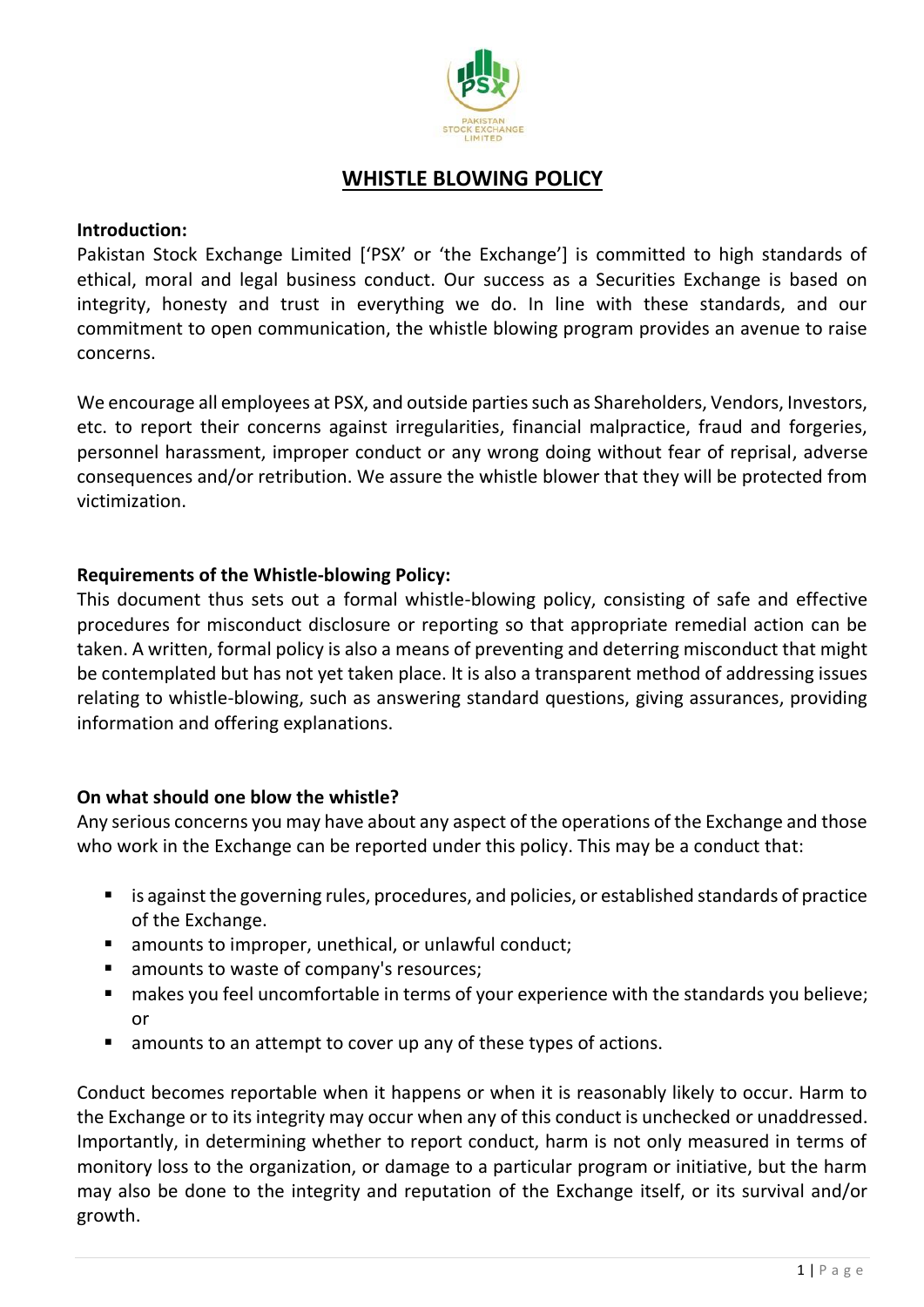# WHISTLE BLOWING POLICY

**Introduction:**

Pakistan Stock Exchange Limited ['PSX' or 'the Exchange'] is committed to high standards of ethical, moral and legal business conduct. Our success as a Securities Exchange is based on integrity, honesty and trust in everything we do. In line with these standards, and our commitment to open communication, the whistle blowing program provides an avenue to raise concerns.

We encourage all employees at PSX, and outside parties such as Shareholders, Vendors, Investors, etc. to report their concerns against irregularities, financial malpractice, fraud and forgeries, personnel harassment, improper conduct or any wrong doing without fear of reprisal, adverse consequences and/or retribution. We assure the whistle blower that they will be protected from victimization.

**Requirements of the Whistle-blowing Policy:**

This document thus sets out a formal whistle-blowing policy, consisting of safe and effective procedures for misconduct disclosure or reporting so that appropriate remedial action can be taken. A written, formal policy is also a means of preventing and deterring misconduct that might be contemplated but has not yet taken place. It is also a transparent method of addressing issues relating to whistle-blowing, such as answering standard questions, giving assurances, providing information and offering explanations.

**On what should one blow the whistle?**

Any serious concerns you may have about any aspect of the operations of the Exchange and those who work in the Exchange can be reported under this policy. This may be a conduct that:

- is against the governing rules, procedures, and policies, or established standards of practice of the Exchange.
- amounts to improper, unethical, or unlawful conduct;
- amounts to waste of company's resources;
- makes you feel uncomfortable in terms of your experience with the standards you believe; or
- amounts to an attempt to cover up any of these types of actions.

Conduct becomes reportable when it happens or when it is reasonably likely to occur. Harm to the Exchange or to its integrity may occur when any of this conduct is unchecked or unaddressed. Importantly, in determining whether to report conduct, harm is not only measured in terms of monitory loss to the organization, or damage to a particular program or initiative, but the harm may also be done to the integrity and reputation of the Exchange itself, or its survival and/or growth.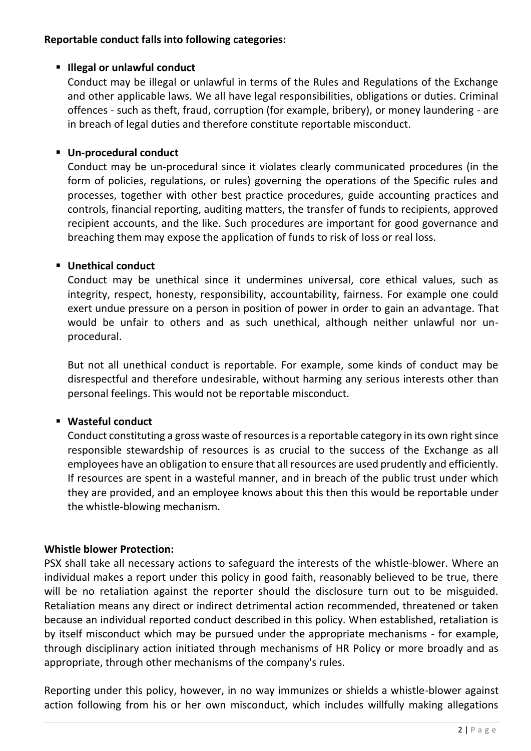**Reportable conduct falls into following categories:**

- **Illegal or unlawful conduct**

  Conduct may be illegal or unlawful in terms of the Rules and Regulations of the Exchange and other applicable laws. We all have legal responsibilities, obligations or duties. Criminal offences - such as theft, fraud, corruption (for example, bribery), or money laundering - are in breach of legal duties and therefore constitute reportable misconduct.

- **Un-procedural conduct**

  Conduct may be un-procedural since it violates clearly communicated procedures (in the form of policies, regulations, or rules) governing the operations of the Specific rules and processes, together with other best practice procedures, guide accounting practices and controls, financial reporting, auditing matters, the transfer of funds to recipients, approved recipient accounts, and the like. Such procedures are important for good governance and breaching them may expose the application of funds to risk of loss or real loss.

- **Unethical conduct**

  Conduct may be unethical since it undermines universal, core ethical values, such as integrity, respect, honesty, responsibility, accountability, fairness. For example one could exert undue pressure on a person in position of power in order to gain an advantage. That would be unfair to others and as such unethical, although neither unlawful nor un-procedural.

  But not all unethical conduct is reportable. For example, some kinds of conduct may be disrespectful and therefore undesirable, without harming any serious interests other than personal feelings. This would not be reportable misconduct.

- **Wasteful conduct**

  Conduct constituting a gross waste of resources is a reportable category in its own right since responsible stewardship of resources is as crucial to the success of the Exchange as all employees have an obligation to ensure that all resources are used prudently and efficiently. If resources are spent in a wasteful manner, and in breach of the public trust under which they are provided, and an employee knows about this then this would be reportable under the whistle-blowing mechanism.

**Whistle blower Protection:**

PSX shall take all necessary actions to safeguard the interests of the whistle-blower. Where an individual makes a report under this policy in good faith, reasonably believed to be true, there will be no retaliation against the reporter should the disclosure turn out to be misguided. Retaliation means any direct or indirect detrimental action recommended, threatened or taken because an individual reported conduct described in this policy. When established, retaliation is by itself misconduct which may be pursued under the appropriate mechanisms - for example, through disciplinary action initiated through mechanisms of HR Policy or more broadly and as appropriate, through other mechanisms of the company's rules.

Reporting under this policy, however, in no way immunizes or shields a whistle-blower against action following from his or her own misconduct, which includes willfully making allegations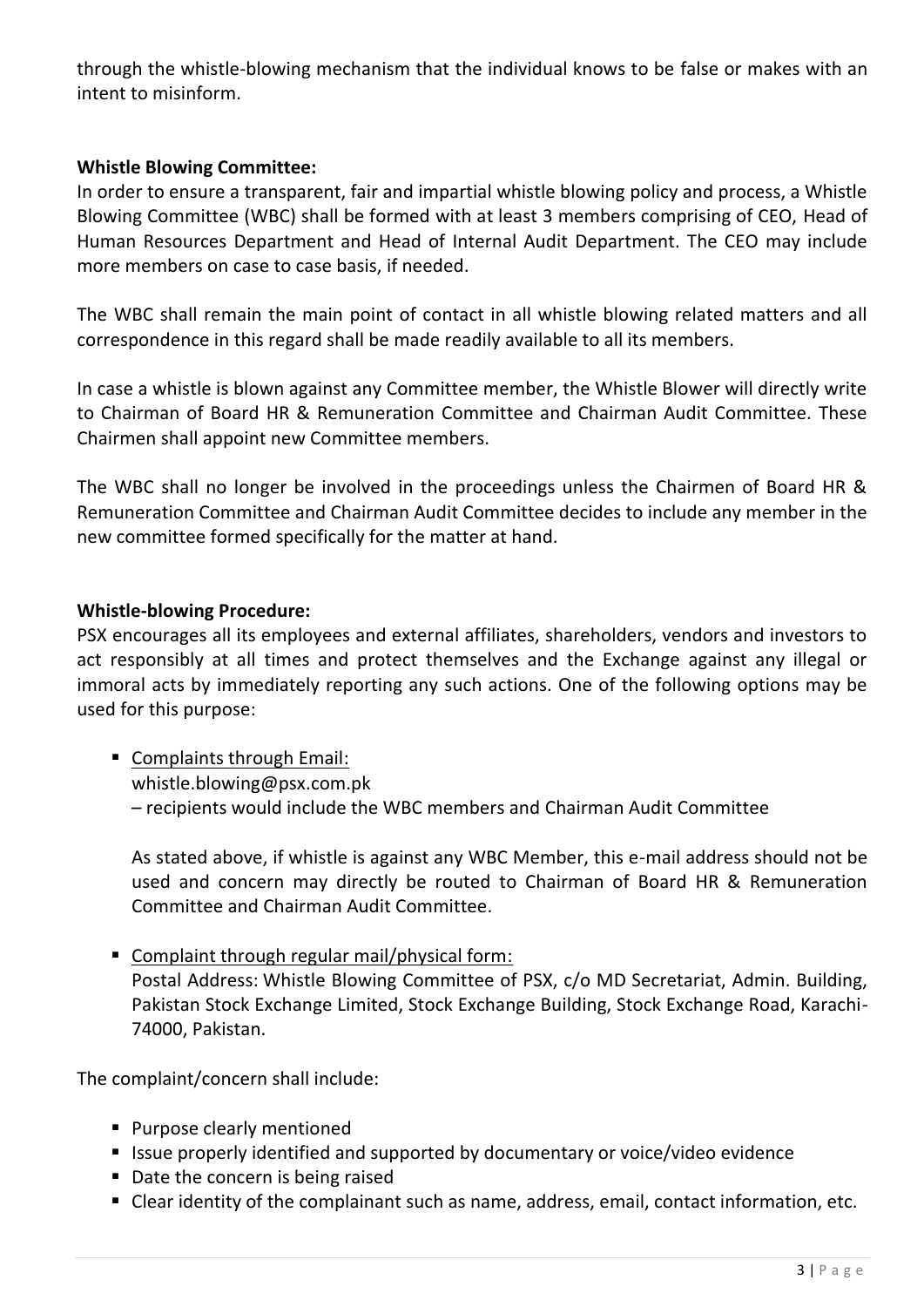through the whistle-blowing mechanism that the individual knows to be false or makes with an intent to misinform.

**Whistle Blowing Committee:**

In order to ensure a transparent, fair and impartial whistle blowing policy and process, a Whistle Blowing Committee (WBC) shall be formed with at least 3 members comprising of CEO, Head of Human Resources Department and Head of Internal Audit Department. The CEO may include more members on case to case basis, if needed.

The WBC shall remain the main point of contact in all whistle blowing related matters and all correspondence in this regard shall be made readily available to all its members.

In case a whistle is blown against any Committee member, the Whistle Blower will directly write to Chairman of Board HR & Remuneration Committee and Chairman Audit Committee. These Chairmen shall appoint new Committee members.

The WBC shall no longer be involved in the proceedings unless the Chairmen of Board HR & Remuneration Committee and Chairman Audit Committee decides to include any member in the new committee formed specifically for the matter at hand.

**Whistle-blowing Procedure:**

PSX encourages all its employees and external affiliates, shareholders, vendors and investors to act responsibly at all times and protect themselves and the Exchange against any illegal or immoral acts by immediately reporting any such actions. One of the following options may be used for this purpose:

- Complaints through Email:
  whistle.blowing@psx.com.pk
  – recipients would include the WBC members and Chairman Audit Committee

  As stated above, if whistle is against any WBC Member, this e-mail address should not be used and concern may directly be routed to Chairman of Board HR & Remuneration Committee and Chairman Audit Committee.

- Complaint through regular mail/physical form:
  Postal Address: Whistle Blowing Committee of PSX, c/o MD Secretariat, Admin. Building, Pakistan Stock Exchange Limited, Stock Exchange Building, Stock Exchange Road, Karachi-74000, Pakistan.

The complaint/concern shall include:

- Purpose clearly mentioned
- Issue properly identified and supported by documentary or voice/video evidence
- Date the concern is being raised
- Clear identity of the complainant such as name, address, email, contact information, etc.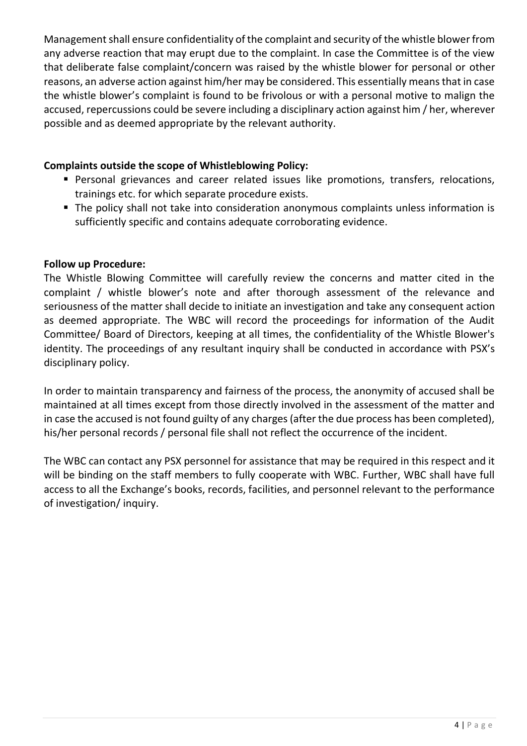Management shall ensure confidentiality of the complaint and security of the whistle blower from any adverse reaction that may erupt due to the complaint. In case the Committee is of the view that deliberate false complaint/concern was raised by the whistle blower for personal or other reasons, an adverse action against him/her may be considered. This essentially means that in case the whistle blower's complaint is found to be frivolous or with a personal motive to malign the accused, repercussions could be severe including a disciplinary action against him / her, wherever possible and as deemed appropriate by the relevant authority.

**Complaints outside the scope of Whistleblowing Policy:**

- Personal grievances and career related issues like promotions, transfers, relocations, trainings etc. for which separate procedure exists.
- The policy shall not take into consideration anonymous complaints unless information is sufficiently specific and contains adequate corroborating evidence.

**Follow up Procedure:**

The Whistle Blowing Committee will carefully review the concerns and matter cited in the complaint / whistle blower's note and after thorough assessment of the relevance and seriousness of the matter shall decide to initiate an investigation and take any consequent action as deemed appropriate. The WBC will record the proceedings for information of the Audit Committee/ Board of Directors, keeping at all times, the confidentiality of the Whistle Blower's identity. The proceedings of any resultant inquiry shall be conducted in accordance with PSX's disciplinary policy.

In order to maintain transparency and fairness of the process, the anonymity of accused shall be maintained at all times except from those directly involved in the assessment of the matter and in case the accused is not found guilty of any charges (after the due process has been completed), his/her personal records / personal file shall not reflect the occurrence of the incident.

The WBC can contact any PSX personnel for assistance that may be required in this respect and it will be binding on the staff members to fully cooperate with WBC. Further, WBC shall have full access to all the Exchange's books, records, facilities, and personnel relevant to the performance of investigation/ inquiry.